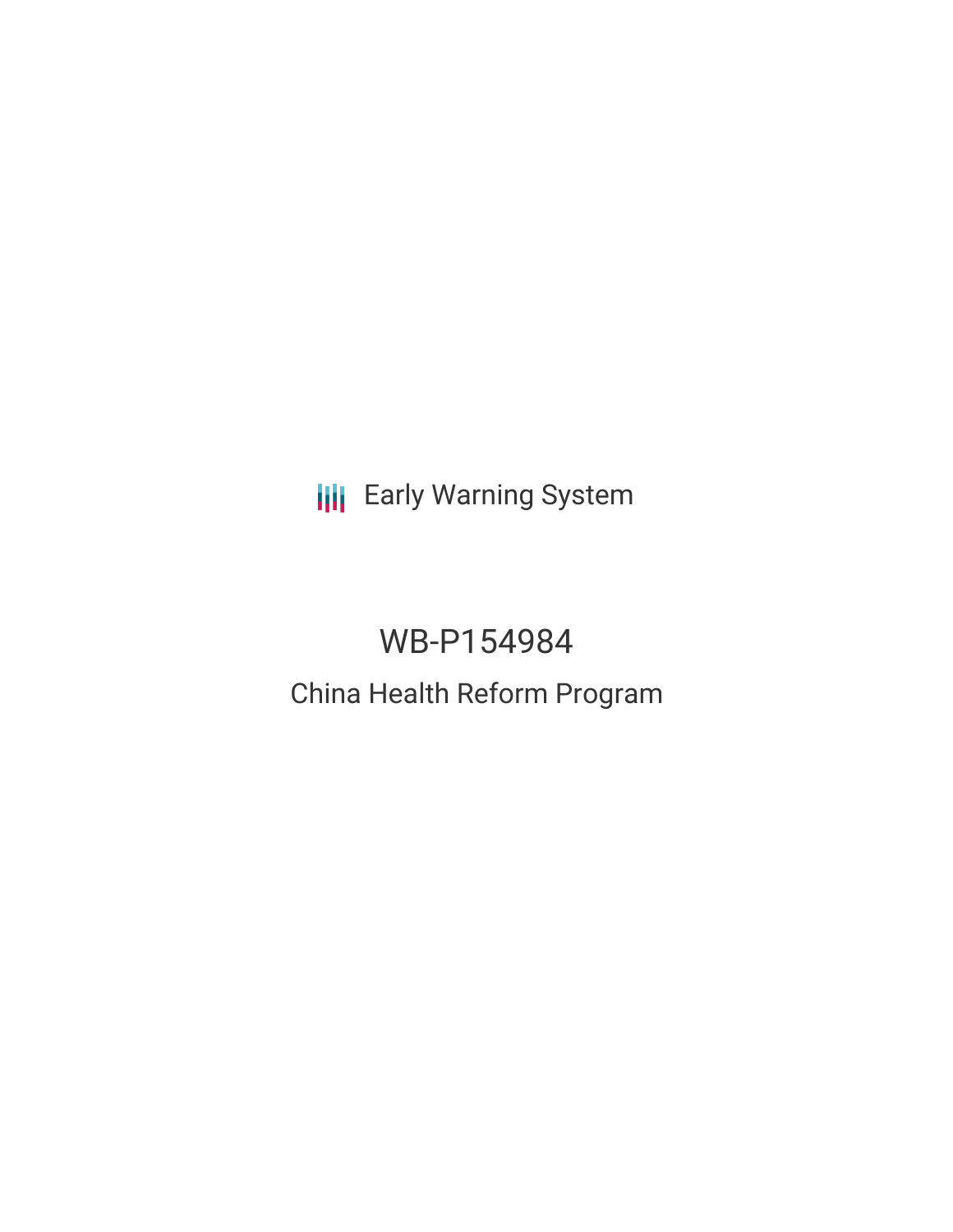Early Warning System

# WB-P154984

## China Health Reform Program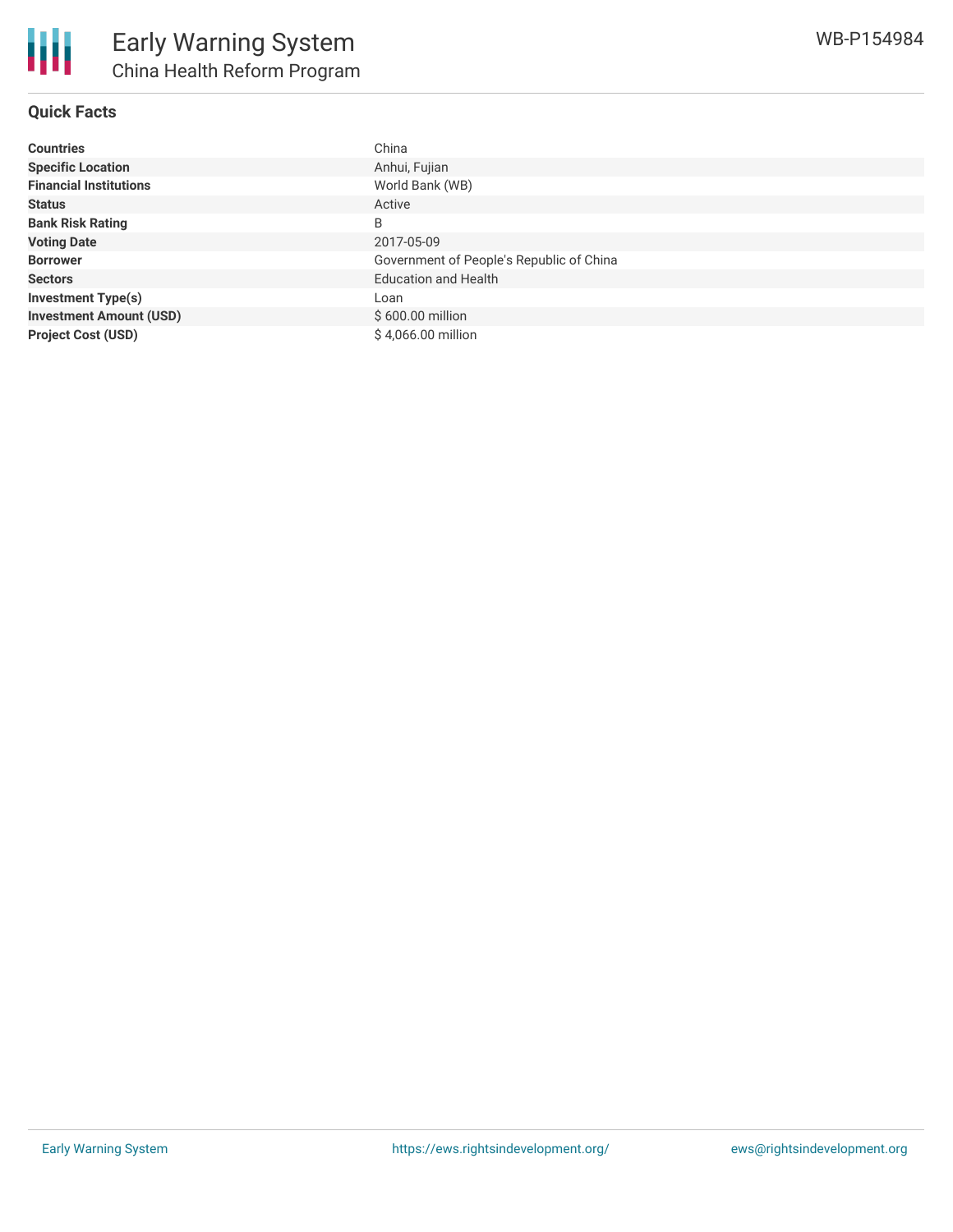# Early Warning System

## China Health Reform Program

WB-P154984

### Quick Facts

| | |
|---|---|
| **Countries** | China |
| **Specific Location** | Anhui, Fujian |
| **Financial Institutions** | World Bank (WB) |
| **Status** | Active |
| **Bank Risk Rating** | B |
| **Voting Date** | 2017-05-09 |
| **Borrower** | Government of People's Republic of China |
| **Sectors** | Education and Health |
| **Investment Type(s)** | Loan |
| **Investment Amount (USD)** | $ 600.00 million |
| **Project Cost (USD)** | $ 4,066.00 million |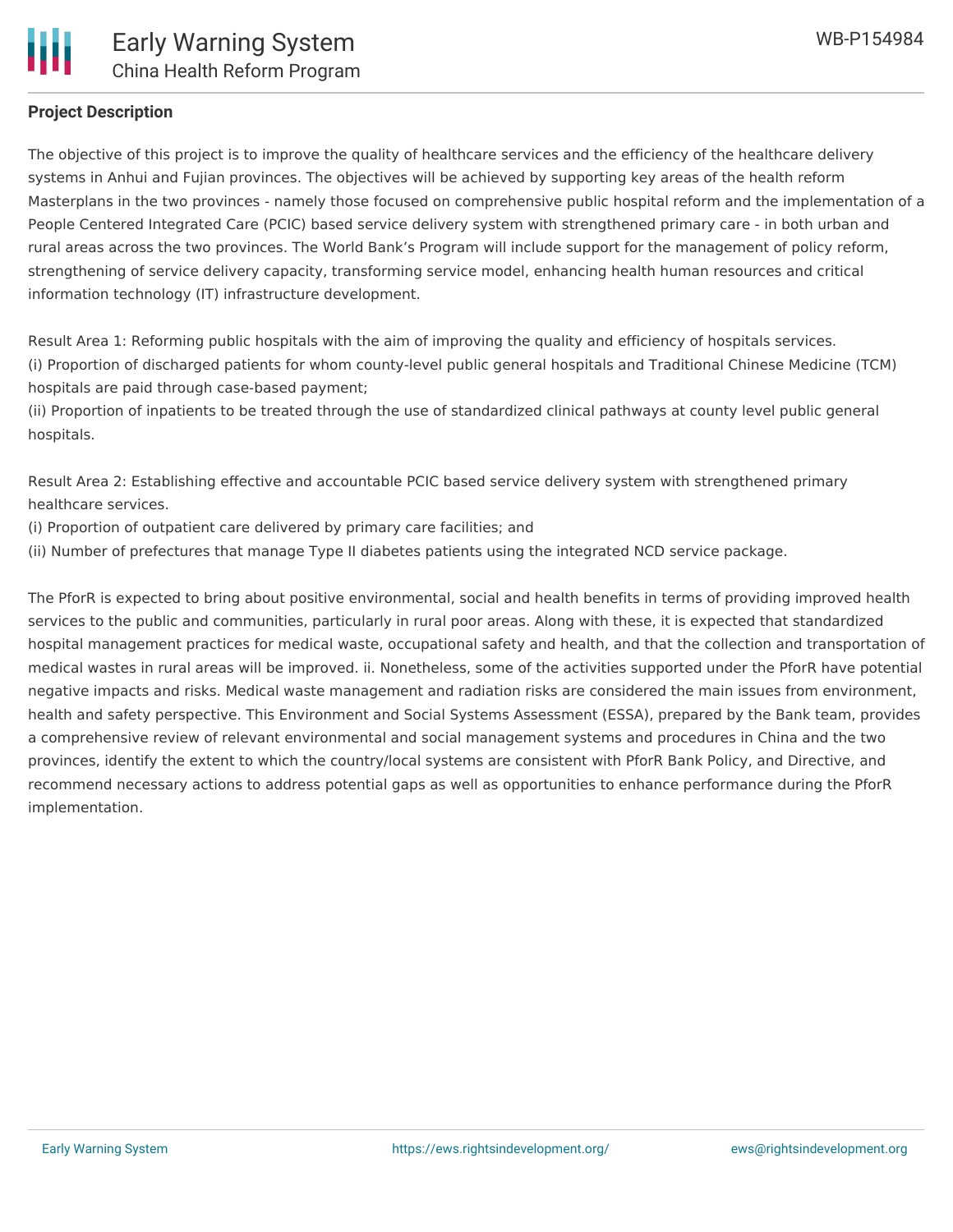## Project Description

The objective of this project is to improve the quality of healthcare services and the efficiency of the healthcare delivery systems in Anhui and Fujian provinces. The objectives will be achieved by supporting key areas of the health reform Masterplans in the two provinces - namely those focused on comprehensive public hospital reform and the implementation of a People Centered Integrated Care (PCIC) based service delivery system with strengthened primary care - in both urban and rural areas across the two provinces. The World Bank's Program will include support for the management of policy reform, strengthening of service delivery capacity, transforming service model, enhancing health human resources and critical information technology (IT) infrastructure development.

Result Area 1: Reforming public hospitals with the aim of improving the quality and efficiency of hospitals services.
(i) Proportion of discharged patients for whom county-level public general hospitals and Traditional Chinese Medicine (TCM) hospitals are paid through case-based payment;
(ii) Proportion of inpatients to be treated through the use of standardized clinical pathways at county level public general hospitals.

Result Area 2: Establishing effective and accountable PCIC based service delivery system with strengthened primary healthcare services.
(i) Proportion of outpatient care delivered by primary care facilities; and
(ii) Number of prefectures that manage Type II diabetes patients using the integrated NCD service package.

The PforR is expected to bring about positive environmental, social and health benefits in terms of providing improved health services to the public and communities, particularly in rural poor areas. Along with these, it is expected that standardized hospital management practices for medical waste, occupational safety and health, and that the collection and transportation of medical wastes in rural areas will be improved. ii. Nonetheless, some of the activities supported under the PforR have potential negative impacts and risks. Medical waste management and radiation risks are considered the main issues from environment, health and safety perspective. This Environment and Social Systems Assessment (ESSA), prepared by the Bank team, provides a comprehensive review of relevant environmental and social management systems and procedures in China and the two provinces, identify the extent to which the country/local systems are consistent with PforR Bank Policy, and Directive, and recommend necessary actions to address potential gaps as well as opportunities to enhance performance during the PforR implementation.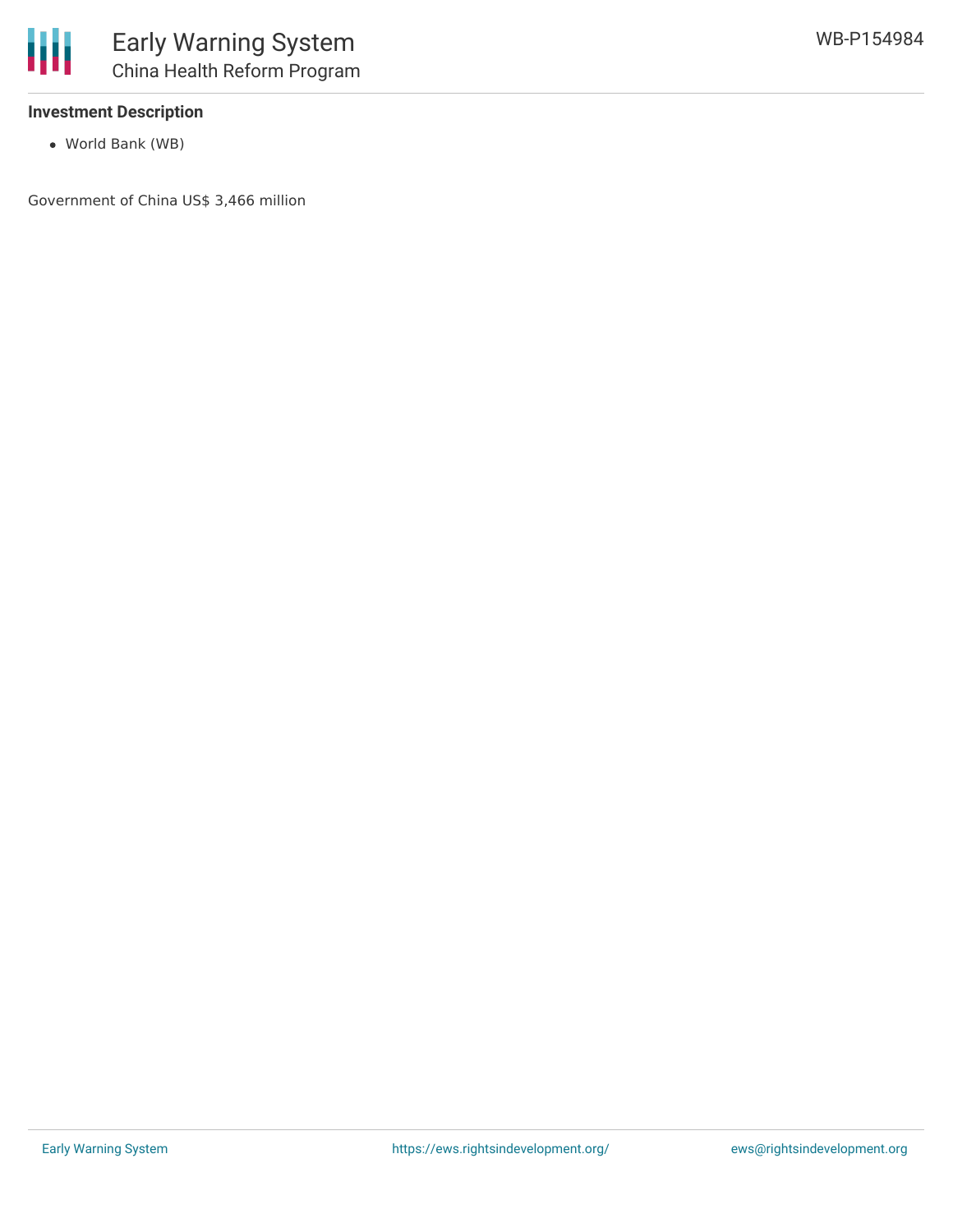### Investment Description

- World Bank (WB)

Government of China US$ 3,466 million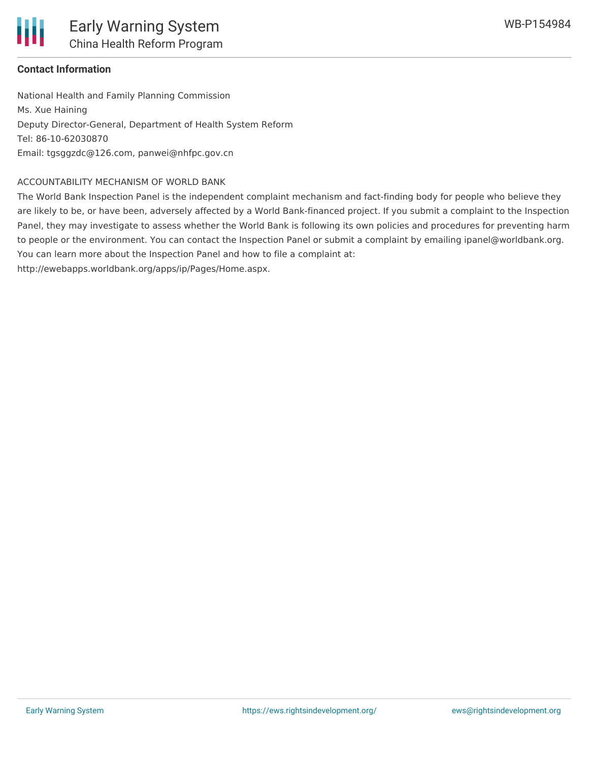**Contact Information**

National Health and Family Planning Commission
Ms. Xue Haining
Deputy Director-General, Department of Health System Reform
Tel: 86-10-62030870
Email: tgsggzdc@126.com, panwei@nhfpc.gov.cn

ACCOUNTABILITY MECHANISM OF WORLD BANK

The World Bank Inspection Panel is the independent complaint mechanism and fact-finding body for people who believe they are likely to be, or have been, adversely affected by a World Bank-financed project. If you submit a complaint to the Inspection Panel, they may investigate to assess whether the World Bank is following its own policies and procedures for preventing harm to people or the environment. You can contact the Inspection Panel or submit a complaint by emailing ipanel@worldbank.org. You can learn more about the Inspection Panel and how to file a complaint at: http://ewebapps.worldbank.org/apps/ip/Pages/Home.aspx.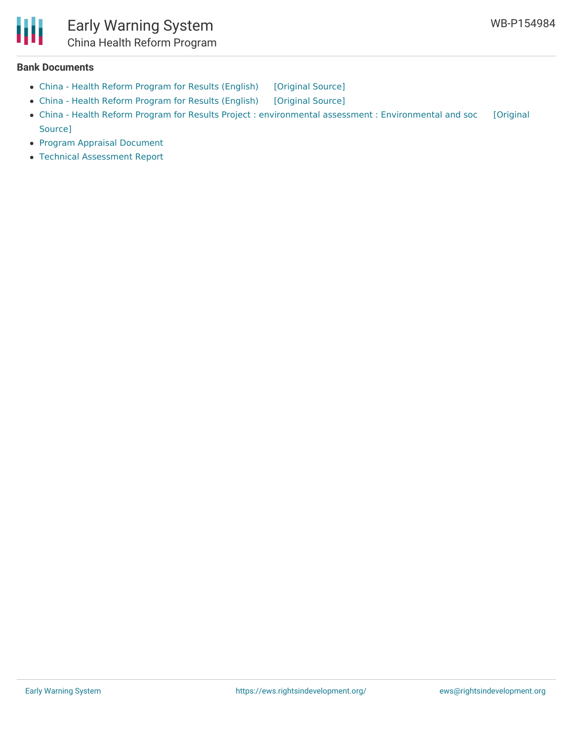### Bank Documents

- China - Health Reform Program for Results (English) [Original Source]
- China - Health Reform Program for Results (English) [Original Source]
- China - Health Reform Program for Results Project : environmental assessment : Environmental and soc [Original Source]
- Program Appraisal Document
- Technical Assessment Report